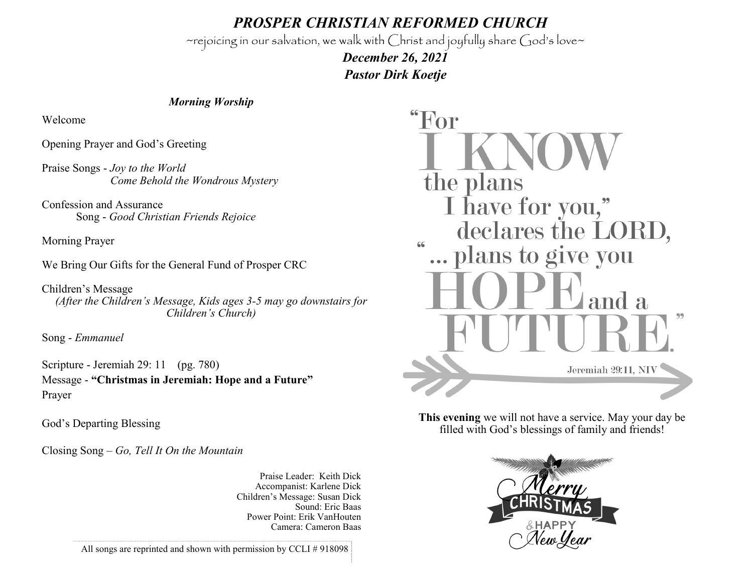# *PROSPER CHRISTIAN REFORMED CHURCH*

~rejoicing in our salvation, we walk with Christ and joyfully share God's love~

***December 26, 2021***

***Pastor Dirk Koetje***

### *Morning Worship*

Welcome

Opening Prayer and God's Greeting

Praise Songs - *Joy to the World*
*Come Behold the Wondrous Mystery*

Confession and Assurance
Song - *Good Christian Friends Rejoice*

Morning Prayer

We Bring Our Gifts for the General Fund of Prosper CRC

Children's Message
*(After the Children's Message, Kids ages 3-5 may go downstairs for Children's Church)*

Song - *Emmanuel*

Scripture - Jeremiah 29: 11 (pg. 780)
Message - **"Christmas in Jeremiah: Hope and a Future"**
Prayer

God's Departing Blessing

Closing Song – *Go, Tell It On the Mountain*

Praise Leader: Keith Dick
Accompanist: Karlene Dick
Children's Message: Susan Dick
Sound: Eric Baas
Power Point: Erik VanHouten
Camera: Cameron Baas

All songs are reprinted and shown with permission by CCLI # 918098

"For I KNOW the plans I have for you," declares the LORD, "... plans to give you HOPE and a FUTURE."

Jeremiah 29:11, NIV

**This evening** we will not have a service. May your day be filled with God's blessings of family and friends!

Merry CHRISTMAS & HAPPY New Year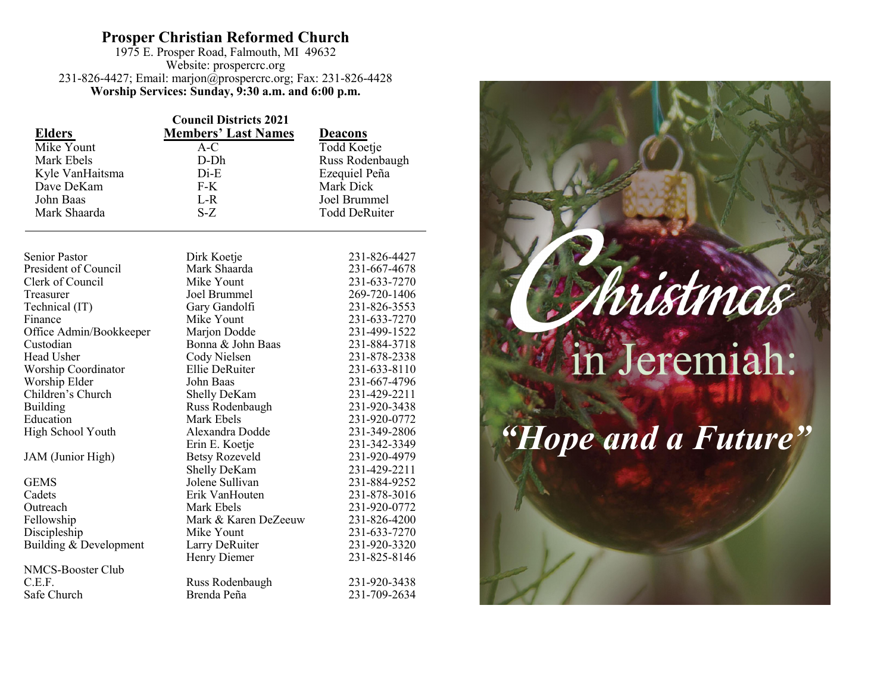# Prosper Christian Reformed Church

1975 E. Prosper Road, Falmouth, MI 49632
Website: prospercrc.org
231-826-4427; Email: marjon@prospercrc.org; Fax: 231-826-4428
**Worship Services: Sunday, 9:30 a.m. and 6:00 p.m.**

**Council Districts 2021**

| Elders | Members' Last Names | Deacons |
|---|---|---|
| Mike Yount | A-C | Todd Koetje |
| Mark Ebels | D-Dh | Russ Rodenbaugh |
| Kyle VanHaitsma | Di-E | Ezequiel Peña |
| Dave DeKam | F-K | Mark Dick |
| John Baas | L-R | Joel Brummel |
| Mark Shaarda | S-Z | Todd DeRuiter |

| | | |
|---|---|---|
| Senior Pastor | Dirk Koetje | 231-826-4427 |
| President of Council | Mark Shaarda | 231-667-4678 |
| Clerk of Council | Mike Yount | 231-633-7270 |
| Treasurer | Joel Brummel | 269-720-1406 |
| Technical (IT) | Gary Gandolfi | 231-826-3553 |
| Finance | Mike Yount | 231-633-7270 |
| Office Admin/Bookkeeper | Marjon Dodde | 231-499-1522 |
| Custodian | Bonna & John Baas | 231-884-3718 |
| Head Usher | Cody Nielsen | 231-878-2338 |
| Worship Coordinator | Ellie DeRuiter | 231-633-8110 |
| Worship Elder | John Baas | 231-667-4796 |
| Children's Church | Shelly DeKam | 231-429-2211 |
| Building | Russ Rodenbaugh | 231-920-3438 |
| Education | Mark Ebels | 231-920-0772 |
| High School Youth | Alexandra Dodde | 231-349-2806 |
| | Erin E. Koetje | 231-342-3349 |
| JAM (Junior High) | Betsy Rozeveld | 231-920-4979 |
| | Shelly DeKam | 231-429-2211 |
| GEMS | Jolene Sullivan | 231-884-9252 |
| Cadets | Erik VanHouten | 231-878-3016 |
| Outreach | Mark Ebels | 231-920-0772 |
| Fellowship | Mark & Karen DeZeeuw | 231-826-4200 |
| Discipleship | Mike Yount | 231-633-7270 |
| Building & Development | Larry DeRuiter | 231-920-3320 |
| | Henry Diemer | 231-825-8146 |
| NMCS-Booster Club | | |
| C.E.F. | Russ Rodenbaugh | 231-920-3438 |
| Safe Church | Brenda Peña | 231-709-2634 |

# Christmas in Jeremiah:

## *"Hope and a Future"*